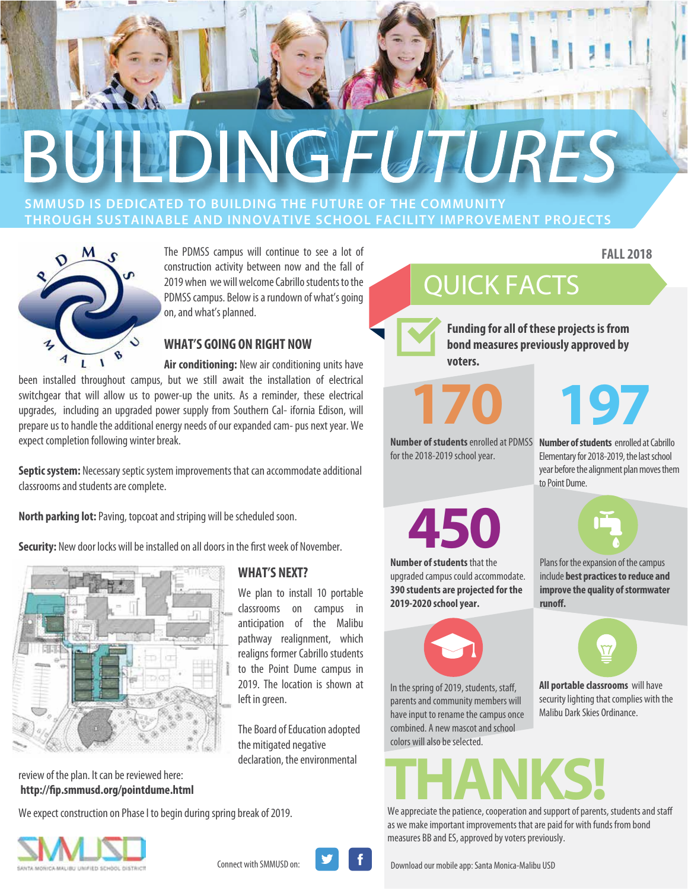# BUILDING *FUTURES*

**SMMUSD IS DEDICATED TO BUILDING THE FUTURE OF THE COMMUNITY THROUGH SUSTAINABLE AND INNOVATIVE SCHOOL FACILITY IMPROVEMENT PROJECTS**

**FALL 2018**

The PDMSS campus will continue to see a lot of construction activity between now and the fall of 2019 when we will welcome Cabrillo students to the PDMSS campus. Below is a rundown of what's going on, and what's planned.

## WHAT'S GOING ON RIGHT NOW

**Air conditioning:** New air conditioning units have been installed throughout campus, but we still await the installation of electrical switchgear that will allow us to power-up the units. As a reminder, these electrical upgrades, including an upgraded power supply from Southern Cal- ifornia Edison, will prepare us to handle the additional energy needs of our expanded cam- pus next year. We expect completion following winter break.

**Septic system:** Necessary septic system improvements that can accommodate additional classrooms and students are complete.

**North parking lot:** Paving, topcoat and striping will be scheduled soon.

**Security:** New door locks will be installed on all doors in the first week of November.

## WHAT'S NEXT?

We plan to install 10 portable classrooms on campus in anticipation of the Malibu pathway realignment, which realigns former Cabrillo students to the Point Dume campus in 2019. The location is shown at left in green.

The Board of Education adopted the mitigated negative declaration, the environmental review of the plan. It can be reviewed here: **http://fip.smmusd.org/pointdume.html**

We expect construction on Phase I to begin during spring break of 2019.

## QUICK FACTS

**Funding for all of these projects is from bond measures previously approved by voters.**

**170**

**Number of students** enrolled at PDMSS for the 2018-2019 school year.

**197**

**Number of students** enrolled at Cabrillo Elementary for 2018-2019, the last school year before the alignment plan moves them to Point Dume.

**450**

**Number of students** that the upgraded campus could accommodate. **390 students are projected for the 2019-2020 school year.**

Plans for the expansion of the campus include **best practices to reduce and improve the quality of stormwater runoff.**

In the spring of 2019, students, staff, parents and community members will have input to rename the campus once combined. A new mascot and school colors will also be selected.

**All portable classrooms** will have security lighting that complies with the Malibu Dark Skies Ordinance.

# THANKS!

We appreciate the patience, cooperation and support of parents, students and staff as we make important improvements that are paid for with funds from bond measures BB and ES, approved by voters previously.

SMMUSD SANTA MONICA-MALIBU UNIFIED SCHOOL DISTRICT

Connect with SMMUSD on:

Download our mobile app: Santa Monica-Malibu USD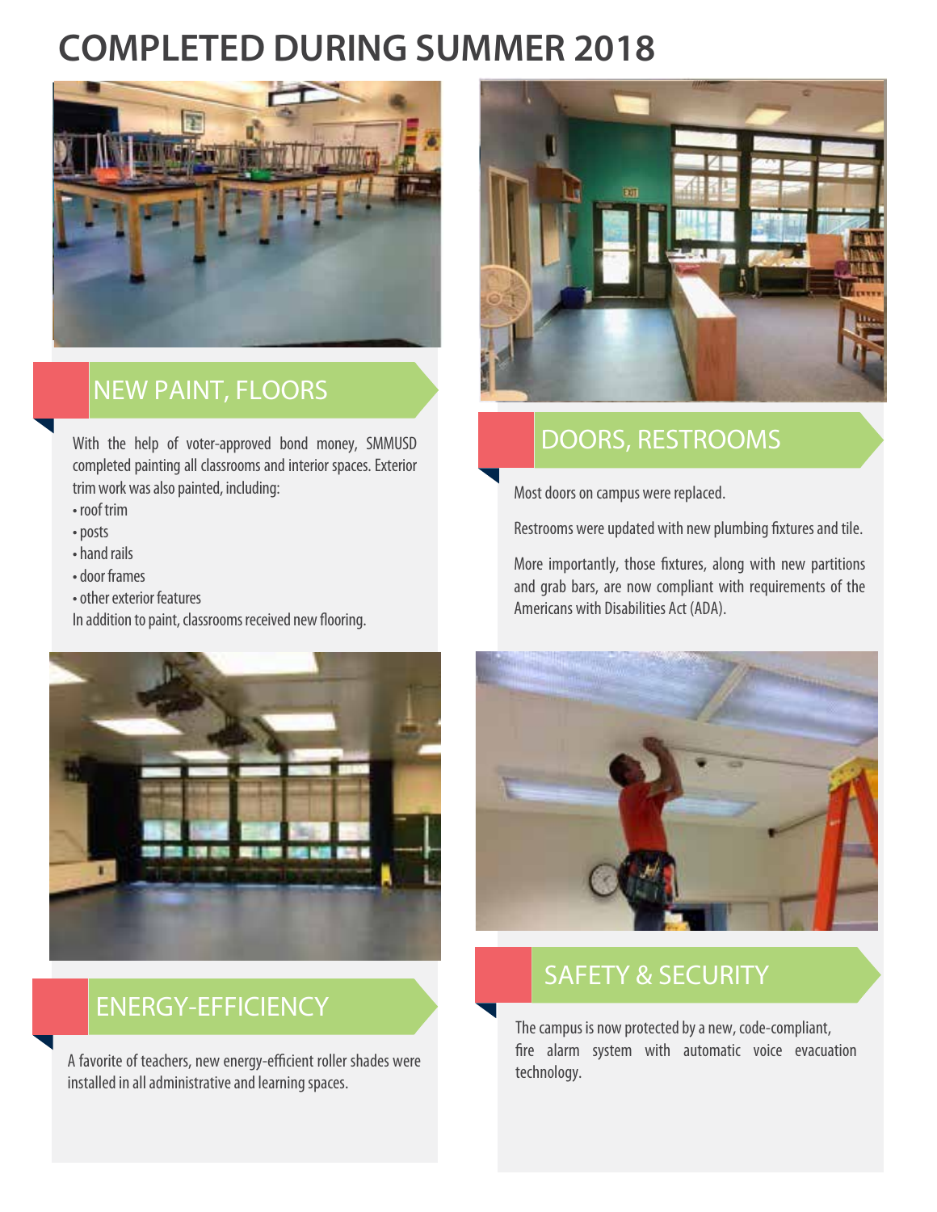# COMPLETED DURING SUMMER 2018

## NEW PAINT, FLOORS

With the help of voter-approved bond money, SMMUSD completed painting all classrooms and interior spaces. Exterior trim work was also painted, including:

- roof trim
- posts
- hand rails
- door frames
- other exterior features

In addition to paint, classrooms received new flooring.

## DOORS, RESTROOMS

Most doors on campus were replaced.

Restrooms were updated with new plumbing fixtures and tile.

More importantly, those fixtures, along with new partitions and grab bars, are now compliant with requirements of the Americans with Disabilities Act (ADA).

## ENERGY-EFFICIENCY

A favorite of teachers, new energy-efficient roller shades were installed in all administrative and learning spaces.

## SAFETY & SECURITY

The campus is now protected by a new, code-compliant, fire alarm system with automatic voice evacuation technology.